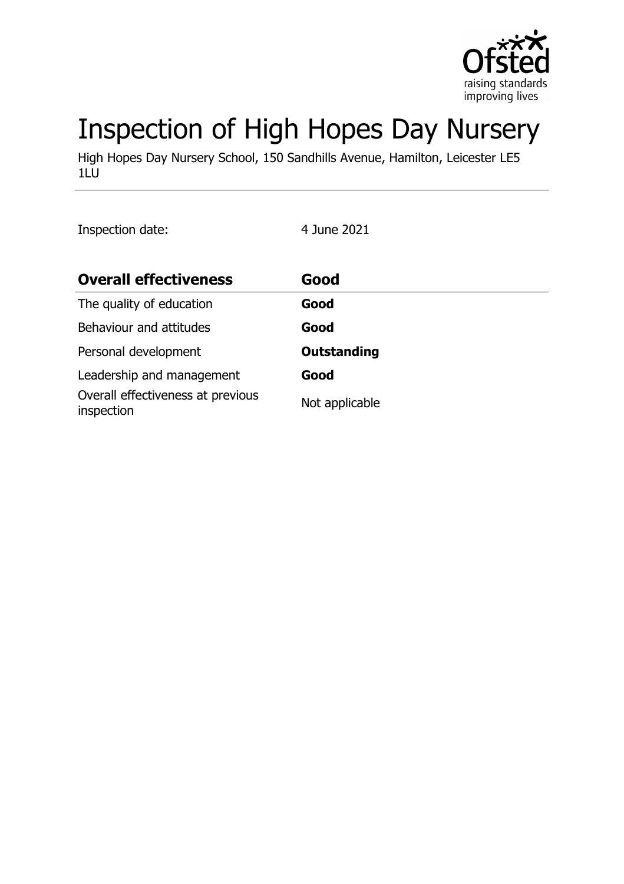# Inspection of High Hopes Day Nursery

High Hopes Day Nursery School, 150 Sandhills Avenue, Hamilton, Leicester LE5 1LU

Inspection date: 4 June 2021

| **Overall effectiveness** | **Good** |
|---|---|
| The quality of education | **Good** |
| Behaviour and attitudes | **Good** |
| Personal development | **Outstanding** |
| Leadership and management | **Good** |
| Overall effectiveness at previous inspection | Not applicable |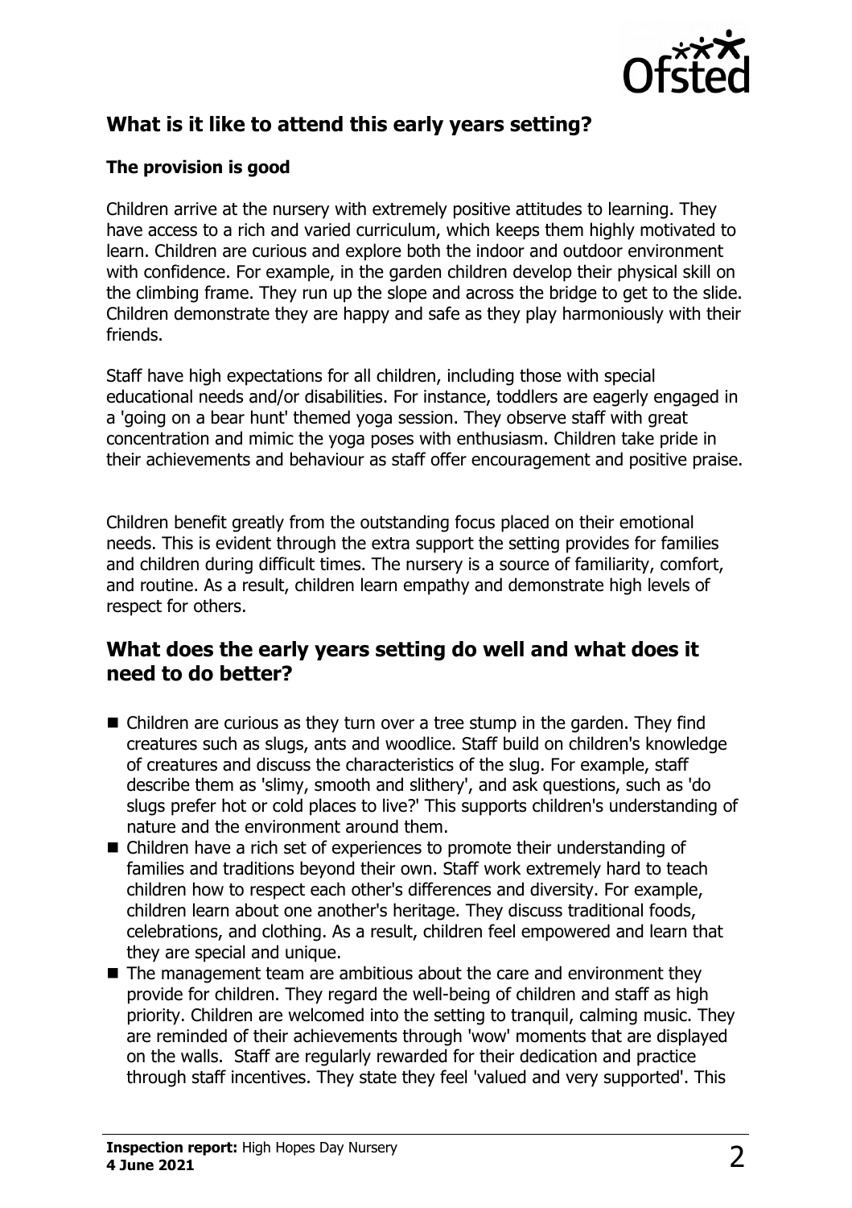## What is it like to attend this early years setting?

### The provision is good

Children arrive at the nursery with extremely positive attitudes to learning. They have access to a rich and varied curriculum, which keeps them highly motivated to learn. Children are curious and explore both the indoor and outdoor environment with confidence. For example, in the garden children develop their physical skill on the climbing frame. They run up the slope and across the bridge to get to the slide. Children demonstrate they are happy and safe as they play harmoniously with their friends.

Staff have high expectations for all children, including those with special educational needs and/or disabilities. For instance, toddlers are eagerly engaged in a 'going on a bear hunt' themed yoga session. They observe staff with great concentration and mimic the yoga poses with enthusiasm. Children take pride in their achievements and behaviour as staff offer encouragement and positive praise.

Children benefit greatly from the outstanding focus placed on their emotional needs. This is evident through the extra support the setting provides for families and children during difficult times. The nursery is a source of familiarity, comfort, and routine. As a result, children learn empathy and demonstrate high levels of respect for others.

## What does the early years setting do well and what does it need to do better?

- Children are curious as they turn over a tree stump in the garden. They find creatures such as slugs, ants and woodlice. Staff build on children's knowledge of creatures and discuss the characteristics of the slug. For example, staff describe them as 'slimy, smooth and slithery', and ask questions, such as 'do slugs prefer hot or cold places to live?' This supports children's understanding of nature and the environment around them.
- Children have a rich set of experiences to promote their understanding of families and traditions beyond their own. Staff work extremely hard to teach children how to respect each other's differences and diversity. For example, children learn about one another's heritage. They discuss traditional foods, celebrations, and clothing. As a result, children feel empowered and learn that they are special and unique.
- The management team are ambitious about the care and environment they provide for children. They regard the well-being of children and staff as high priority. Children are welcomed into the setting to tranquil, calming music. They are reminded of their achievements through 'wow' moments that are displayed on the walls. Staff are regularly rewarded for their dedication and practice through staff incentives. They state they feel 'valued and very supported'. This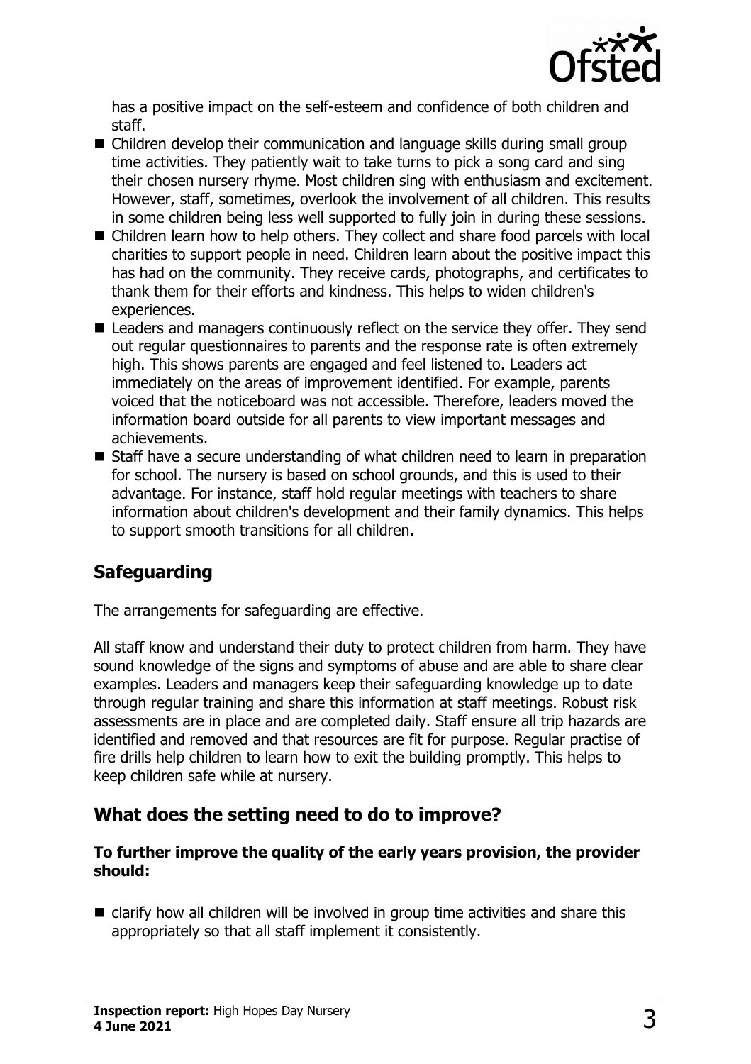has a positive impact on the self-esteem and confidence of both children and staff.

- Children develop their communication and language skills during small group time activities. They patiently wait to take turns to pick a song card and sing their chosen nursery rhyme. Most children sing with enthusiasm and excitement. However, staff, sometimes, overlook the involvement of all children. This results in some children being less well supported to fully join in during these sessions.
- Children learn how to help others. They collect and share food parcels with local charities to support people in need. Children learn about the positive impact this has had on the community. They receive cards, photographs, and certificates to thank them for their efforts and kindness. This helps to widen children's experiences.
- Leaders and managers continuously reflect on the service they offer. They send out regular questionnaires to parents and the response rate is often extremely high. This shows parents are engaged and feel listened to. Leaders act immediately on the areas of improvement identified. For example, parents voiced that the noticeboard was not accessible. Therefore, leaders moved the information board outside for all parents to view important messages and achievements.
- Staff have a secure understanding of what children need to learn in preparation for school. The nursery is based on school grounds, and this is used to their advantage. For instance, staff hold regular meetings with teachers to share information about children's development and their family dynamics. This helps to support smooth transitions for all children.

## Safeguarding

The arrangements for safeguarding are effective.

All staff know and understand their duty to protect children from harm. They have sound knowledge of the signs and symptoms of abuse and are able to share clear examples. Leaders and managers keep their safeguarding knowledge up to date through regular training and share this information at staff meetings. Robust risk assessments are in place and are completed daily. Staff ensure all trip hazards are identified and removed and that resources are fit for purpose. Regular practise of fire drills help children to learn how to exit the building promptly. This helps to keep children safe while at nursery.

## What does the setting need to do to improve?

**To further improve the quality of the early years provision, the provider should:**

- clarify how all children will be involved in group time activities and share this appropriately so that all staff implement it consistently.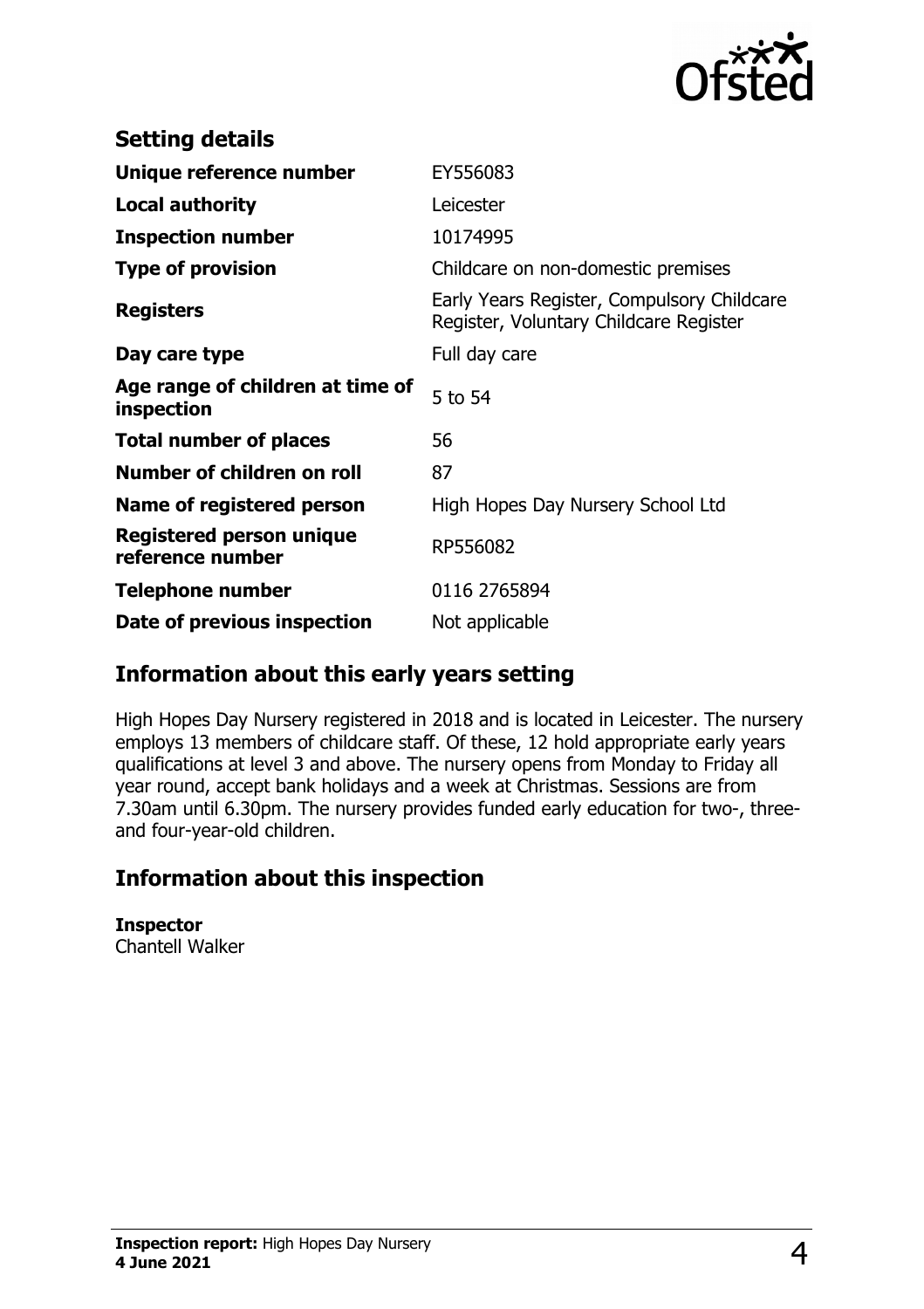## Setting details

| | |
|---|---|
| **Unique reference number** | EY556083 |
| **Local authority** | Leicester |
| **Inspection number** | 10174995 |
| **Type of provision** | Childcare on non-domestic premises |
| **Registers** | Early Years Register, Compulsory Childcare Register, Voluntary Childcare Register |
| **Day care type** | Full day care |
| **Age range of children at time of inspection** | 5 to 54 |
| **Total number of places** | 56 |
| **Number of children on roll** | 87 |
| **Name of registered person** | High Hopes Day Nursery School Ltd |
| **Registered person unique reference number** | RP556082 |
| **Telephone number** | 0116 2765894 |
| **Date of previous inspection** | Not applicable |

## Information about this early years setting

High Hopes Day Nursery registered in 2018 and is located in Leicester. The nursery employs 13 members of childcare staff. Of these, 12 hold appropriate early years qualifications at level 3 and above. The nursery opens from Monday to Friday all year round, accept bank holidays and a week at Christmas. Sessions are from 7.30am until 6.30pm. The nursery provides funded early education for two-, three- and four-year-old children.

## Information about this inspection

**Inspector**
Chantell Walker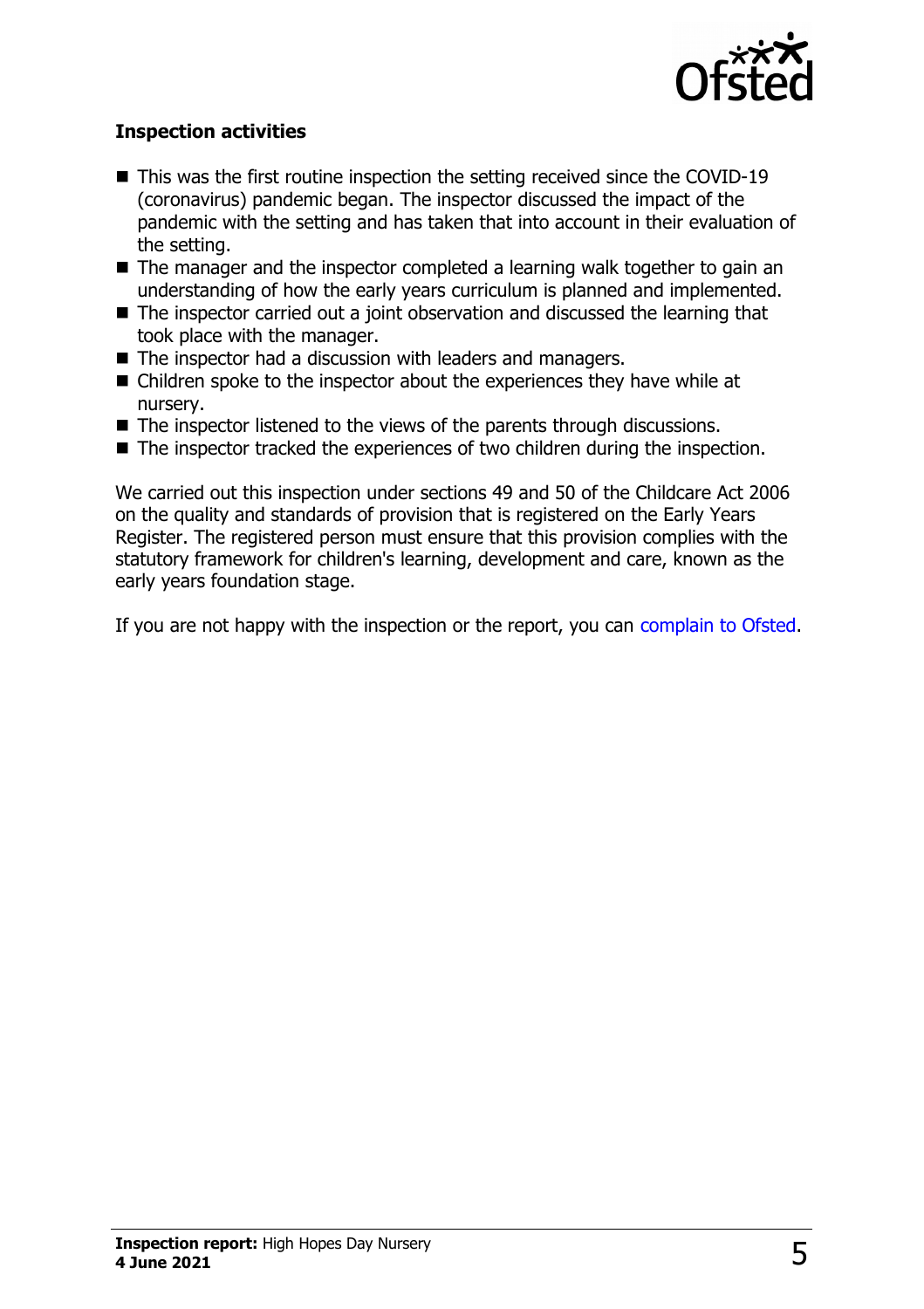### Inspection activities

- This was the first routine inspection the setting received since the COVID-19 (coronavirus) pandemic began. The inspector discussed the impact of the pandemic with the setting and has taken that into account in their evaluation of the setting.
- The manager and the inspector completed a learning walk together to gain an understanding of how the early years curriculum is planned and implemented.
- The inspector carried out a joint observation and discussed the learning that took place with the manager.
- The inspector had a discussion with leaders and managers.
- Children spoke to the inspector about the experiences they have while at nursery.
- The inspector listened to the views of the parents through discussions.
- The inspector tracked the experiences of two children during the inspection.

We carried out this inspection under sections 49 and 50 of the Childcare Act 2006 on the quality and standards of provision that is registered on the Early Years Register. The registered person must ensure that this provision complies with the statutory framework for children's learning, development and care, known as the early years foundation stage.

If you are not happy with the inspection or the report, you can complain to Ofsted.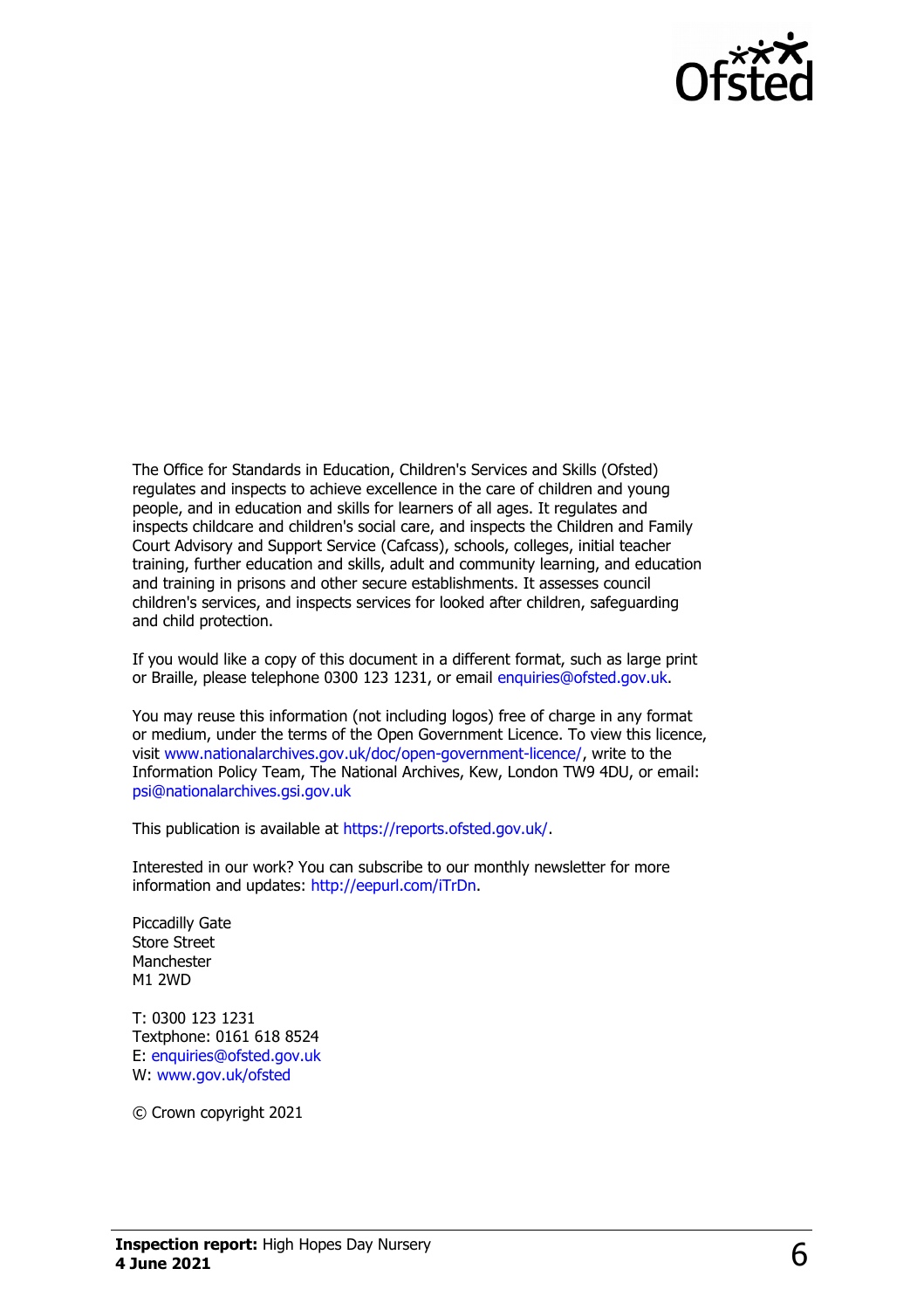The Office for Standards in Education, Children's Services and Skills (Ofsted) regulates and inspects to achieve excellence in the care of children and young people, and in education and skills for learners of all ages. It regulates and inspects childcare and children's social care, and inspects the Children and Family Court Advisory and Support Service (Cafcass), schools, colleges, initial teacher training, further education and skills, adult and community learning, and education and training in prisons and other secure establishments. It assesses council children's services, and inspects services for looked after children, safeguarding and child protection.

If you would like a copy of this document in a different format, such as large print or Braille, please telephone 0300 123 1231, or email enquiries@ofsted.gov.uk.

You may reuse this information (not including logos) free of charge in any format or medium, under the terms of the Open Government Licence. To view this licence, visit www.nationalarchives.gov.uk/doc/open-government-licence/, write to the Information Policy Team, The National Archives, Kew, London TW9 4DU, or email: psi@nationalarchives.gsi.gov.uk

This publication is available at https://reports.ofsted.gov.uk/.

Interested in our work? You can subscribe to our monthly newsletter for more information and updates: http://eepurl.com/iTrDn.

Piccadilly Gate
Store Street
Manchester
M1 2WD

T: 0300 123 1231
Textphone: 0161 618 8524
E: enquiries@ofsted.gov.uk
W: www.gov.uk/ofsted

© Crown copyright 2021